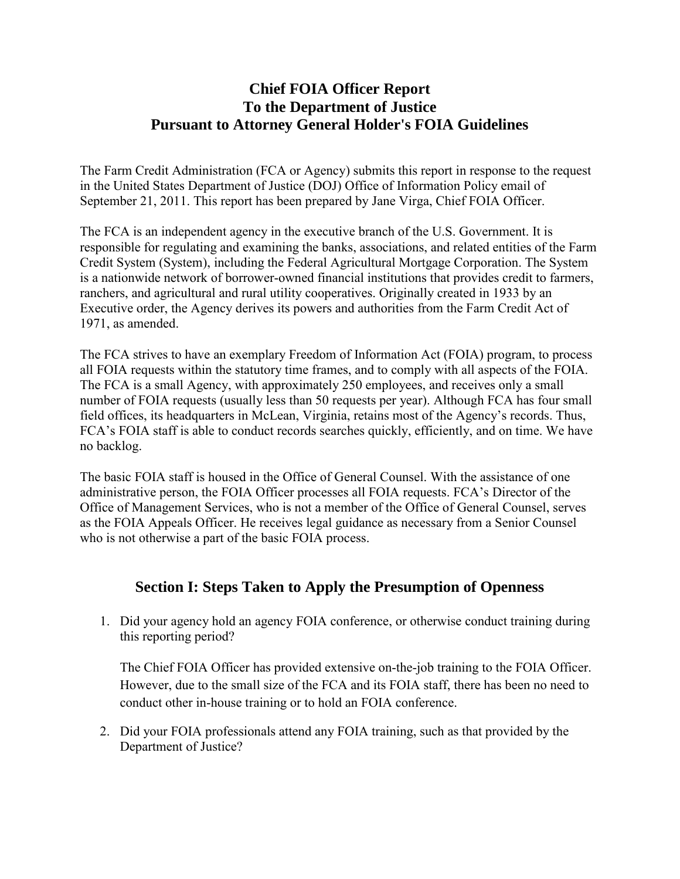# Chief FOIA Officer Report
# To the Department of Justice
# Pursuant to Attorney General Holder's FOIA Guidelines

The Farm Credit Administration (FCA or Agency) submits this report in response to the request in the United States Department of Justice (DOJ) Office of Information Policy email of September 21, 2011. This report has been prepared by Jane Virga, Chief FOIA Officer.

The FCA is an independent agency in the executive branch of the U.S. Government. It is responsible for regulating and examining the banks, associations, and related entities of the Farm Credit System (System), including the Federal Agricultural Mortgage Corporation. The System is a nationwide network of borrower-owned financial institutions that provides credit to farmers, ranchers, and agricultural and rural utility cooperatives. Originally created in 1933 by an Executive order, the Agency derives its powers and authorities from the Farm Credit Act of 1971, as amended.

The FCA strives to have an exemplary Freedom of Information Act (FOIA) program, to process all FOIA requests within the statutory time frames, and to comply with all aspects of the FOIA. The FCA is a small Agency, with approximately 250 employees, and receives only a small number of FOIA requests (usually less than 50 requests per year). Although FCA has four small field offices, its headquarters in McLean, Virginia, retains most of the Agency's records. Thus, FCA's FOIA staff is able to conduct records searches quickly, efficiently, and on time. We have no backlog.

The basic FOIA staff is housed in the Office of General Counsel. With the assistance of one administrative person, the FOIA Officer processes all FOIA requests. FCA's Director of the Office of Management Services, who is not a member of the Office of General Counsel, serves as the FOIA Appeals Officer. He receives legal guidance as necessary from a Senior Counsel who is not otherwise a part of the basic FOIA process.

## Section I: Steps Taken to Apply the Presumption of Openness

1. Did your agency hold an agency FOIA conference, or otherwise conduct training during this reporting period?

   The Chief FOIA Officer has provided extensive on-the-job training to the FOIA Officer. However, due to the small size of the FCA and its FOIA staff, there has been no need to conduct other in-house training or to hold an FOIA conference.

2. Did your FOIA professionals attend any FOIA training, such as that provided by the Department of Justice?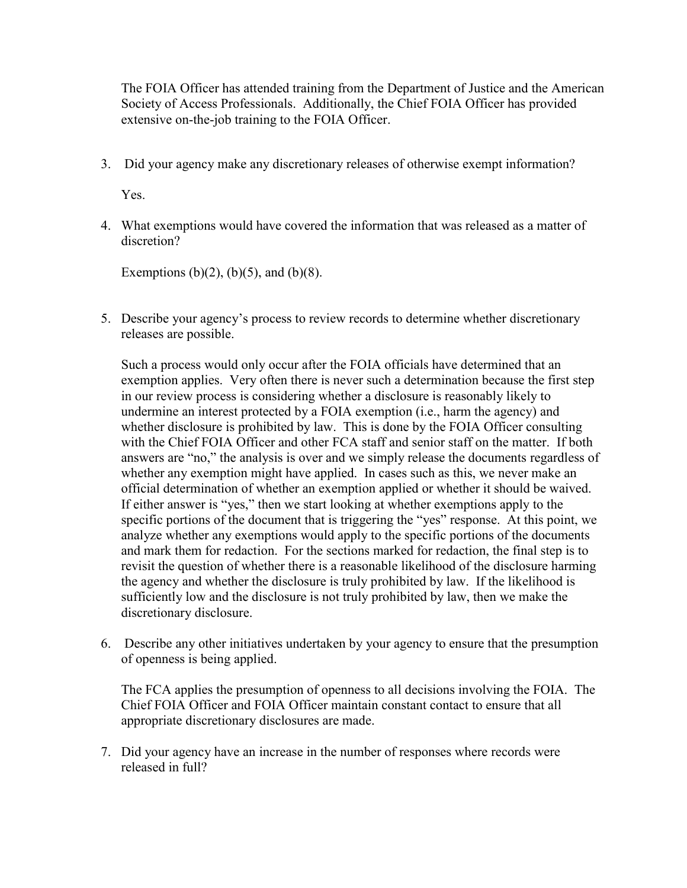The FOIA Officer has attended training from the Department of Justice and the American Society of Access Professionals. Additionally, the Chief FOIA Officer has provided extensive on-the-job training to the FOIA Officer.

3. Did your agency make any discretionary releases of otherwise exempt information?

   Yes.

4. What exemptions would have covered the information that was released as a matter of discretion?

   Exemptions (b)(2), (b)(5), and (b)(8).

5. Describe your agency's process to review records to determine whether discretionary releases are possible.

   Such a process would only occur after the FOIA officials have determined that an exemption applies. Very often there is never such a determination because the first step in our review process is considering whether a disclosure is reasonably likely to undermine an interest protected by a FOIA exemption (i.e., harm the agency) and whether disclosure is prohibited by law. This is done by the FOIA Officer consulting with the Chief FOIA Officer and other FCA staff and senior staff on the matter. If both answers are "no," the analysis is over and we simply release the documents regardless of whether any exemption might have applied. In cases such as this, we never make an official determination of whether an exemption applied or whether it should be waived. If either answer is "yes," then we start looking at whether exemptions apply to the specific portions of the document that is triggering the "yes" response. At this point, we analyze whether any exemptions would apply to the specific portions of the documents and mark them for redaction. For the sections marked for redaction, the final step is to revisit the question of whether there is a reasonable likelihood of the disclosure harming the agency and whether the disclosure is truly prohibited by law. If the likelihood is sufficiently low and the disclosure is not truly prohibited by law, then we make the discretionary disclosure.

6. Describe any other initiatives undertaken by your agency to ensure that the presumption of openness is being applied.

   The FCA applies the presumption of openness to all decisions involving the FOIA. The Chief FOIA Officer and FOIA Officer maintain constant contact to ensure that all appropriate discretionary disclosures are made.

7. Did your agency have an increase in the number of responses where records were released in full?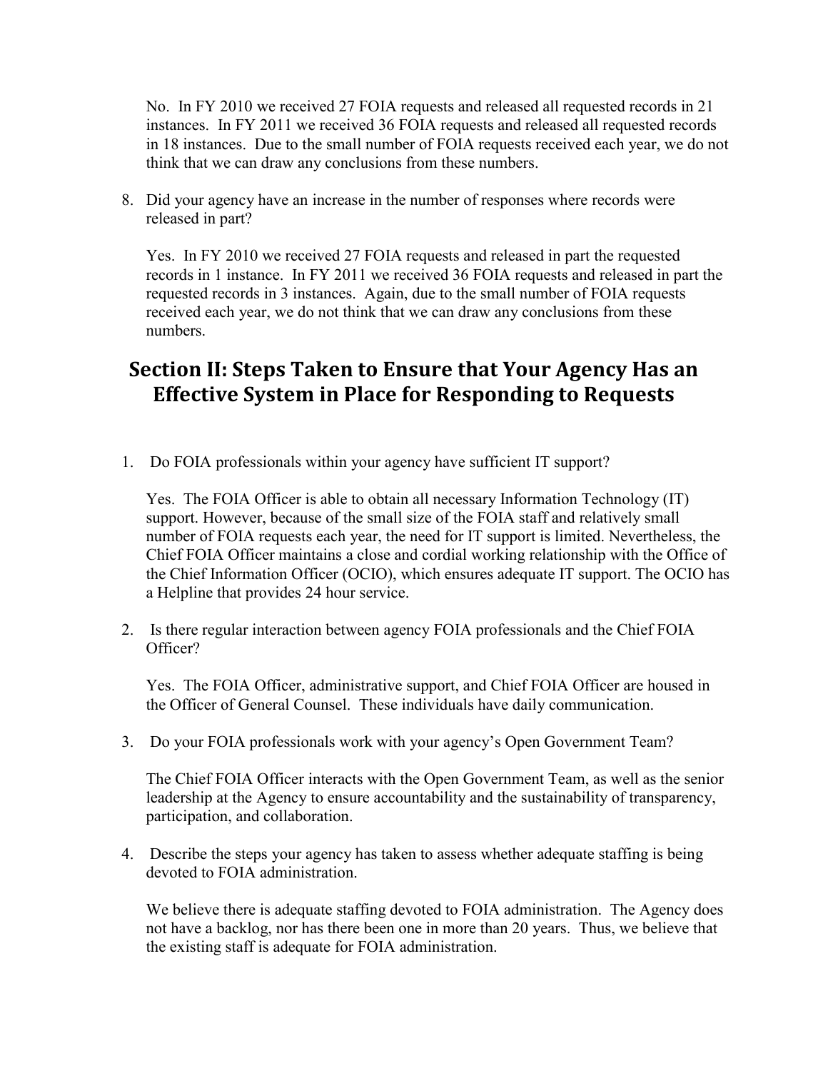No. In FY 2010 we received 27 FOIA requests and released all requested records in 21 instances. In FY 2011 we received 36 FOIA requests and released all requested records in 18 instances. Due to the small number of FOIA requests received each year, we do not think that we can draw any conclusions from these numbers.

8. Did your agency have an increase in the number of responses where records were released in part?

   Yes. In FY 2010 we received 27 FOIA requests and released in part the requested records in 1 instance. In FY 2011 we received 36 FOIA requests and released in part the requested records in 3 instances. Again, due to the small number of FOIA requests received each year, we do not think that we can draw any conclusions from these numbers.

## Section II: Steps Taken to Ensure that Your Agency Has an Effective System in Place for Responding to Requests

1. Do FOIA professionals within your agency have sufficient IT support?

   Yes. The FOIA Officer is able to obtain all necessary Information Technology (IT) support. However, because of the small size of the FOIA staff and relatively small number of FOIA requests each year, the need for IT support is limited. Nevertheless, the Chief FOIA Officer maintains a close and cordial working relationship with the Office of the Chief Information Officer (OCIO), which ensures adequate IT support. The OCIO has a Helpline that provides 24 hour service.

2. Is there regular interaction between agency FOIA professionals and the Chief FOIA Officer?

   Yes. The FOIA Officer, administrative support, and Chief FOIA Officer are housed in the Officer of General Counsel. These individuals have daily communication.

3. Do your FOIA professionals work with your agency's Open Government Team?

   The Chief FOIA Officer interacts with the Open Government Team, as well as the senior leadership at the Agency to ensure accountability and the sustainability of transparency, participation, and collaboration.

4. Describe the steps your agency has taken to assess whether adequate staffing is being devoted to FOIA administration.

   We believe there is adequate staffing devoted to FOIA administration. The Agency does not have a backlog, nor has there been one in more than 20 years. Thus, we believe that the existing staff is adequate for FOIA administration.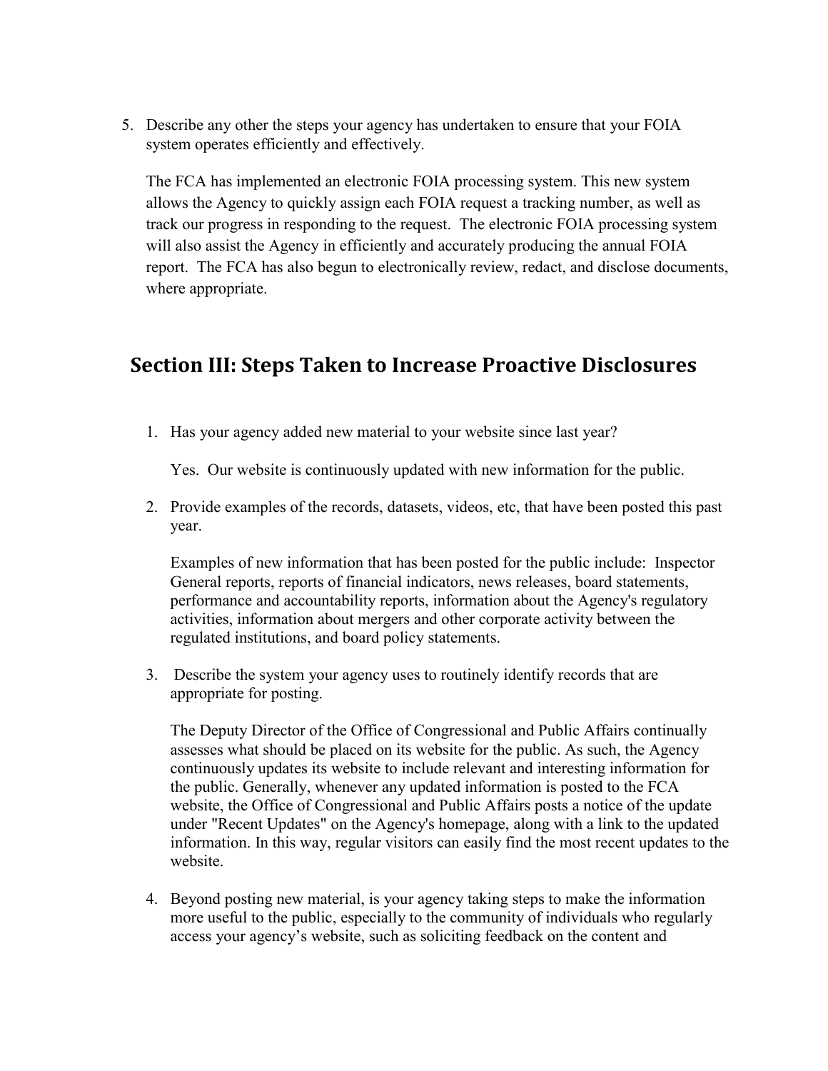5. Describe any other the steps your agency has undertaken to ensure that your FOIA system operates efficiently and effectively.

   The FCA has implemented an electronic FOIA processing system. This new system allows the Agency to quickly assign each FOIA request a tracking number, as well as track our progress in responding to the request. The electronic FOIA processing system will also assist the Agency in efficiently and accurately producing the annual FOIA report. The FCA has also begun to electronically review, redact, and disclose documents, where appropriate.

## Section III: Steps Taken to Increase Proactive Disclosures

1. Has your agency added new material to your website since last year?

   Yes. Our website is continuously updated with new information for the public.

2. Provide examples of the records, datasets, videos, etc, that have been posted this past year.

   Examples of new information that has been posted for the public include: Inspector General reports, reports of financial indicators, news releases, board statements, performance and accountability reports, information about the Agency's regulatory activities, information about mergers and other corporate activity between the regulated institutions, and board policy statements.

3. Describe the system your agency uses to routinely identify records that are appropriate for posting.

   The Deputy Director of the Office of Congressional and Public Affairs continually assesses what should be placed on its website for the public. As such, the Agency continuously updates its website to include relevant and interesting information for the public. Generally, whenever any updated information is posted to the FCA website, the Office of Congressional and Public Affairs posts a notice of the update under "Recent Updates" on the Agency's homepage, along with a link to the updated information. In this way, regular visitors can easily find the most recent updates to the website.

4. Beyond posting new material, is your agency taking steps to make the information more useful to the public, especially to the community of individuals who regularly access your agency's website, such as soliciting feedback on the content and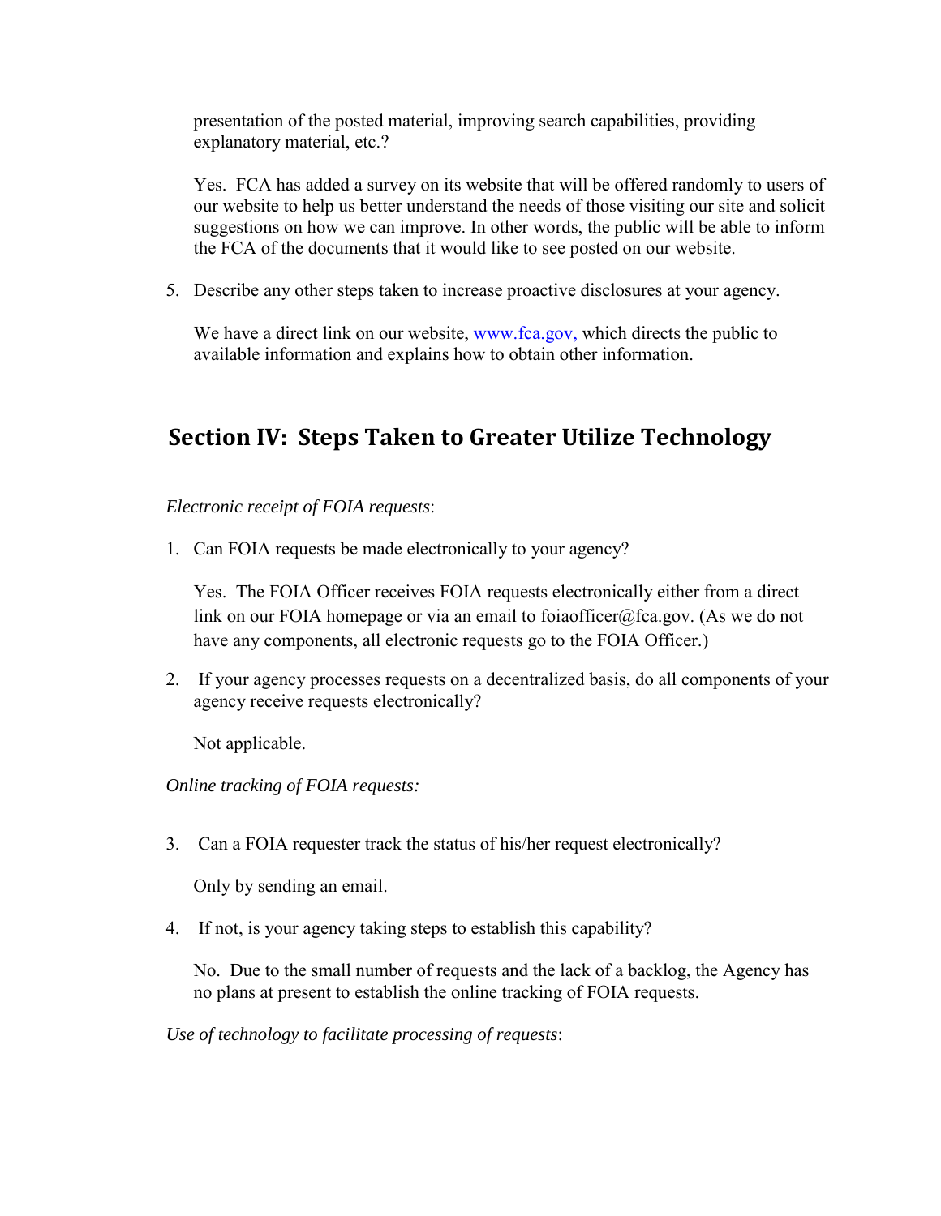presentation of the posted material, improving search capabilities, providing explanatory material, etc.?

Yes. FCA has added a survey on its website that will be offered randomly to users of our website to help us better understand the needs of those visiting our site and solicit suggestions on how we can improve. In other words, the public will be able to inform the FCA of the documents that it would like to see posted on our website.

5. Describe any other steps taken to increase proactive disclosures at your agency.

   We have a direct link on our website, www.fca.gov, which directs the public to available information and explains how to obtain other information.

## Section IV: Steps Taken to Greater Utilize Technology

*Electronic receipt of FOIA requests*:

1. Can FOIA requests be made electronically to your agency?

   Yes. The FOIA Officer receives FOIA requests electronically either from a direct link on our FOIA homepage or via an email to foiaofficer@fca.gov. (As we do not have any components, all electronic requests go to the FOIA Officer.)

2. If your agency processes requests on a decentralized basis, do all components of your agency receive requests electronically?

   Not applicable.

*Online tracking of FOIA requests:*

3. Can a FOIA requester track the status of his/her request electronically?

   Only by sending an email.

4. If not, is your agency taking steps to establish this capability?

   No. Due to the small number of requests and the lack of a backlog, the Agency has no plans at present to establish the online tracking of FOIA requests.

*Use of technology to facilitate processing of requests*: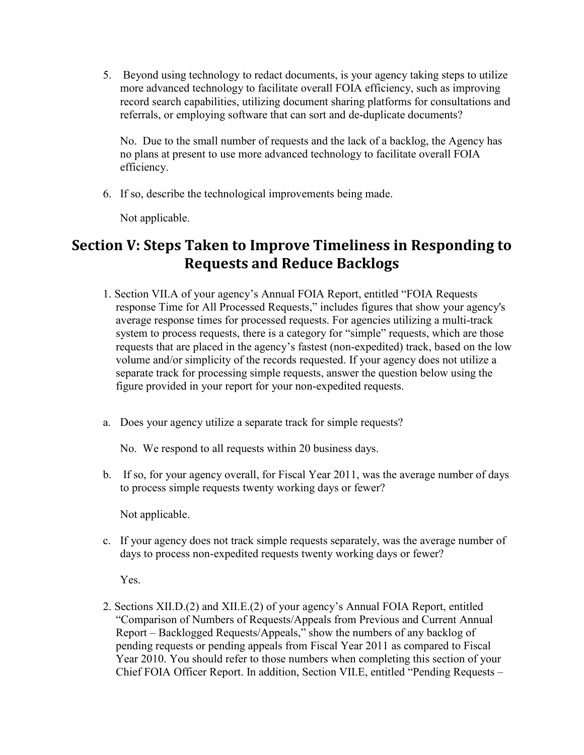5. Beyond using technology to redact documents, is your agency taking steps to utilize more advanced technology to facilitate overall FOIA efficiency, such as improving record search capabilities, utilizing document sharing platforms for consultations and referrals, or employing software that can sort and de-duplicate documents?

   No. Due to the small number of requests and the lack of a backlog, the Agency has no plans at present to use more advanced technology to facilitate overall FOIA efficiency.

6. If so, describe the technological improvements being made.

   Not applicable.

## Section V: Steps Taken to Improve Timeliness in Responding to Requests and Reduce Backlogs

1. Section VII.A of your agency's Annual FOIA Report, entitled "FOIA Requests response Time for All Processed Requests," includes figures that show your agency's average response times for processed requests. For agencies utilizing a multi-track system to process requests, there is a category for "simple" requests, which are those requests that are placed in the agency's fastest (non-expedited) track, based on the low volume and/or simplicity of the records requested. If your agency does not utilize a separate track for processing simple requests, answer the question below using the figure provided in your report for your non-expedited requests.

   a. Does your agency utilize a separate track for simple requests?

      No. We respond to all requests within 20 business days.

   b. If so, for your agency overall, for Fiscal Year 2011, was the average number of days to process simple requests twenty working days or fewer?

      Not applicable.

   c. If your agency does not track simple requests separately, was the average number of days to process non-expedited requests twenty working days or fewer?

      Yes.

2. Sections XII.D.(2) and XII.E.(2) of your agency's Annual FOIA Report, entitled "Comparison of Numbers of Requests/Appeals from Previous and Current Annual Report – Backlogged Requests/Appeals," show the numbers of any backlog of pending requests or pending appeals from Fiscal Year 2011 as compared to Fiscal Year 2010. You should refer to those numbers when completing this section of your Chief FOIA Officer Report. In addition, Section VII.E, entitled "Pending Requests –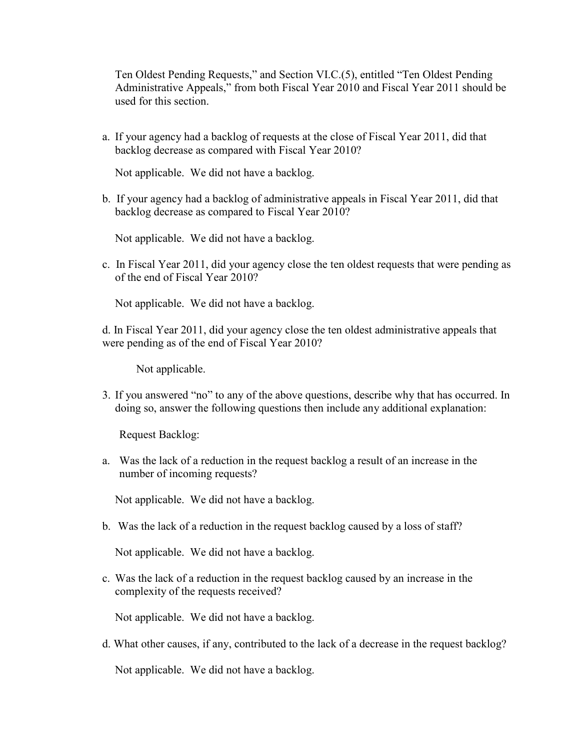Ten Oldest Pending Requests," and Section VI.C.(5), entitled "Ten Oldest Pending Administrative Appeals," from both Fiscal Year 2010 and Fiscal Year 2011 should be used for this section.

a. If your agency had a backlog of requests at the close of Fiscal Year 2011, did that backlog decrease as compared with Fiscal Year 2010?

   Not applicable. We did not have a backlog.

b. If your agency had a backlog of administrative appeals in Fiscal Year 2011, did that backlog decrease as compared to Fiscal Year 2010?

   Not applicable. We did not have a backlog.

c. In Fiscal Year 2011, did your agency close the ten oldest requests that were pending as of the end of Fiscal Year 2010?

   Not applicable. We did not have a backlog.

d. In Fiscal Year 2011, did your agency close the ten oldest administrative appeals that were pending as of the end of Fiscal Year 2010?

   Not applicable.

3. If you answered "no" to any of the above questions, describe why that has occurred. In doing so, answer the following questions then include any additional explanation:

   Request Backlog:

a. Was the lack of a reduction in the request backlog a result of an increase in the number of incoming requests?

   Not applicable. We did not have a backlog.

b. Was the lack of a reduction in the request backlog caused by a loss of staff?

   Not applicable. We did not have a backlog.

c. Was the lack of a reduction in the request backlog caused by an increase in the complexity of the requests received?

   Not applicable. We did not have a backlog.

d. What other causes, if any, contributed to the lack of a decrease in the request backlog?

   Not applicable. We did not have a backlog.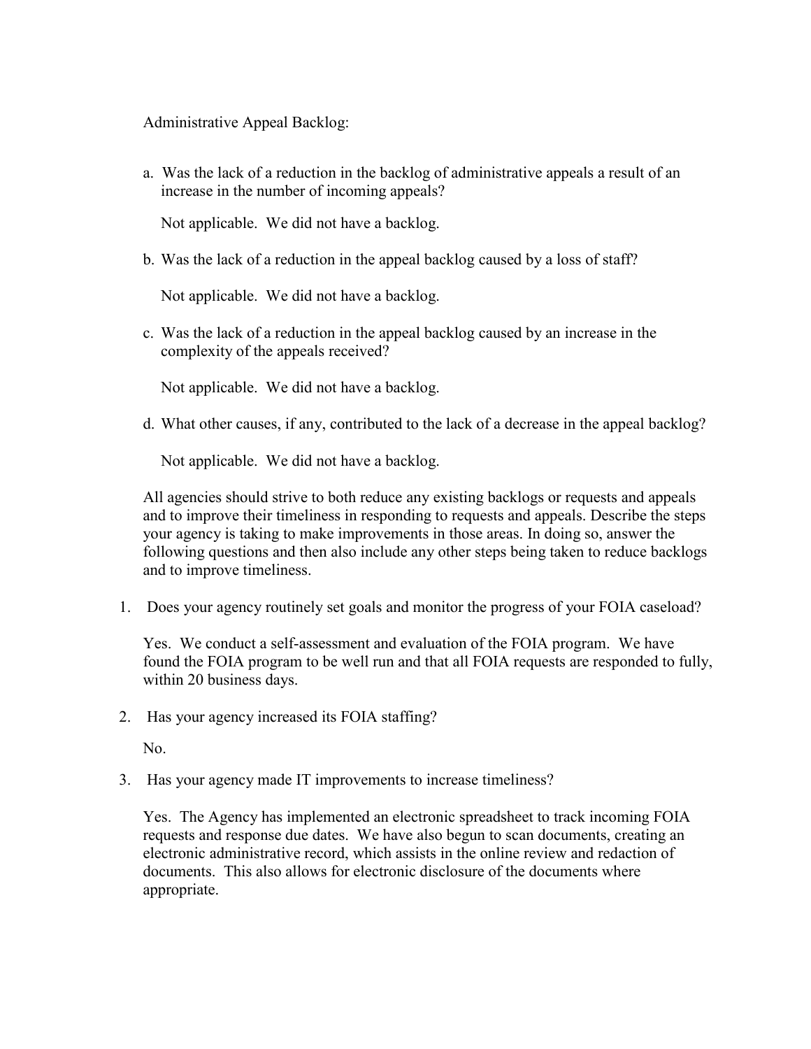Administrative Appeal Backlog:

a. Was the lack of a reduction in the backlog of administrative appeals a result of an increase in the number of incoming appeals?

   Not applicable. We did not have a backlog.

b. Was the lack of a reduction in the appeal backlog caused by a loss of staff?

   Not applicable. We did not have a backlog.

c. Was the lack of a reduction in the appeal backlog caused by an increase in the complexity of the appeals received?

   Not applicable. We did not have a backlog.

d. What other causes, if any, contributed to the lack of a decrease in the appeal backlog?

   Not applicable. We did not have a backlog.

All agencies should strive to both reduce any existing backlogs or requests and appeals and to improve their timeliness in responding to requests and appeals. Describe the steps your agency is taking to make improvements in those areas. In doing so, answer the following questions and then also include any other steps being taken to reduce backlogs and to improve timeliness.

1. Does your agency routinely set goals and monitor the progress of your FOIA caseload?

   Yes. We conduct a self-assessment and evaluation of the FOIA program. We have found the FOIA program to be well run and that all FOIA requests are responded to fully, within 20 business days.

2. Has your agency increased its FOIA staffing?

   No.

3. Has your agency made IT improvements to increase timeliness?

   Yes. The Agency has implemented an electronic spreadsheet to track incoming FOIA requests and response due dates. We have also begun to scan documents, creating an electronic administrative record, which assists in the online review and redaction of documents. This also allows for electronic disclosure of the documents where appropriate.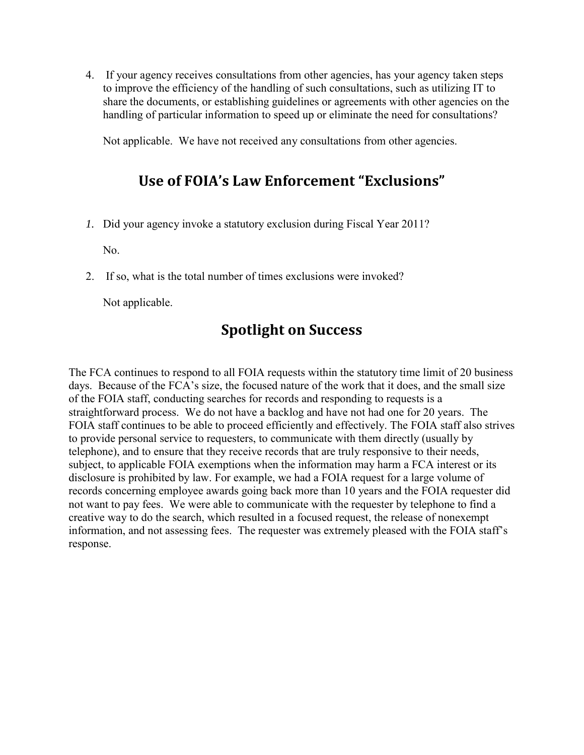4. If your agency receives consultations from other agencies, has your agency taken steps to improve the efficiency of the handling of such consultations, such as utilizing IT to share the documents, or establishing guidelines or agreements with other agencies on the handling of particular information to speed up or eliminate the need for consultations?

   Not applicable. We have not received any consultations from other agencies.

## Use of FOIA's Law Enforcement "Exclusions"

1. Did your agency invoke a statutory exclusion during Fiscal Year 2011?

   No.

2. If so, what is the total number of times exclusions were invoked?

   Not applicable.

## Spotlight on Success

The FCA continues to respond to all FOIA requests within the statutory time limit of 20 business days. Because of the FCA's size, the focused nature of the work that it does, and the small size of the FOIA staff, conducting searches for records and responding to requests is a straightforward process. We do not have a backlog and have not had one for 20 years. The FOIA staff continues to be able to proceed efficiently and effectively. The FOIA staff also strives to provide personal service to requesters, to communicate with them directly (usually by telephone), and to ensure that they receive records that are truly responsive to their needs, subject, to applicable FOIA exemptions when the information may harm a FCA interest or its disclosure is prohibited by law. For example, we had a FOIA request for a large volume of records concerning employee awards going back more than 10 years and the FOIA requester did not want to pay fees. We were able to communicate with the requester by telephone to find a creative way to do the search, which resulted in a focused request, the release of nonexempt information, and not assessing fees. The requester was extremely pleased with the FOIA staff's response.